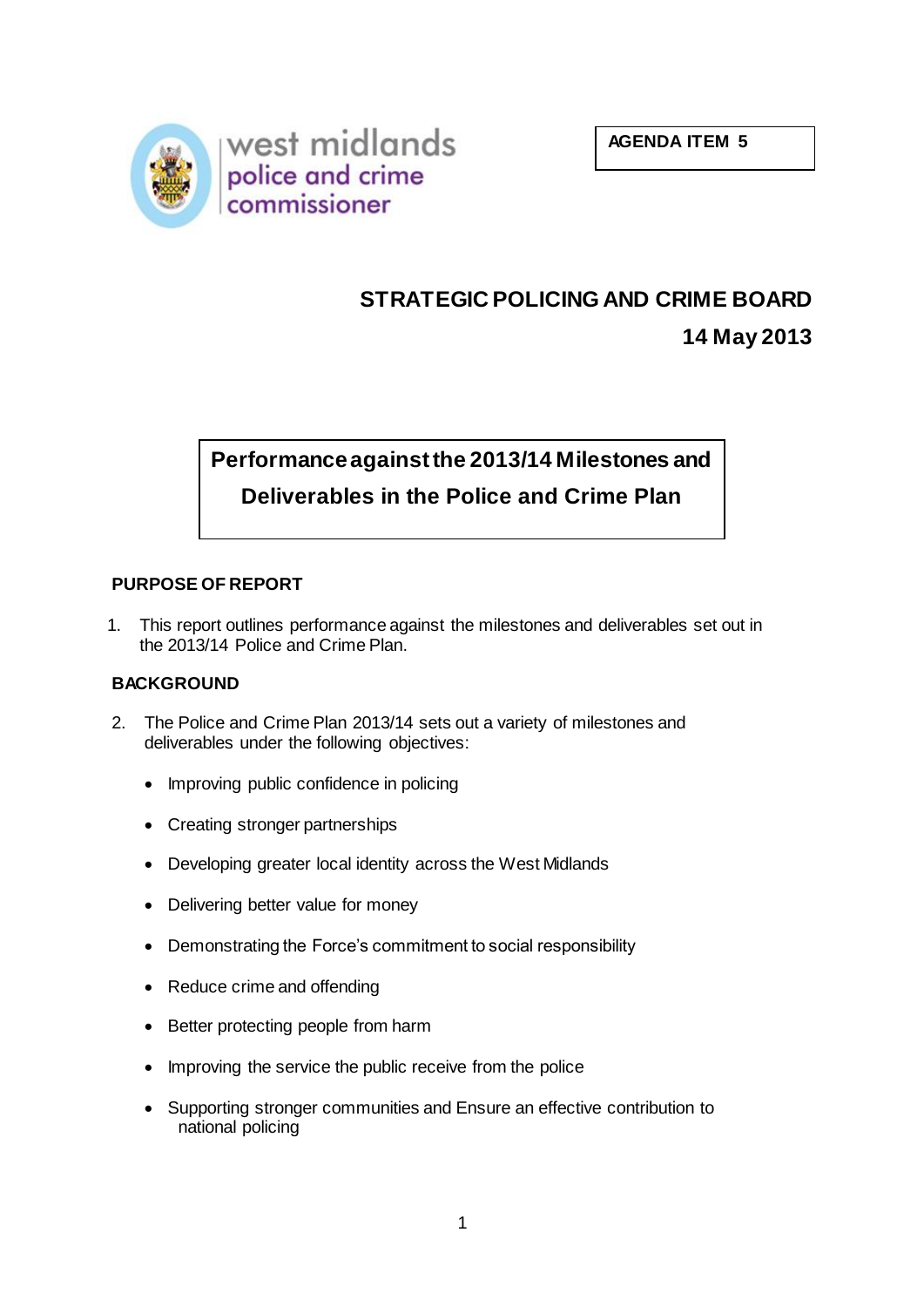west midlands police and crime commissioner

**AGENDA ITEM 5**

# STRATEGIC POLICING AND CRIME BOARD

**14 May 2013**

## Performance against the 2013/14 Milestones and Deliverables in the Police and Crime Plan

### PURPOSE OF REPORT

1. This report outlines performance against the milestones and deliverables set out in the 2013/14 Police and Crime Plan.

### BACKGROUND

2. The Police and Crime Plan 2013/14 sets out a variety of milestones and deliverables under the following objectives:

- Improving public confidence in policing
- Creating stronger partnerships
- Developing greater local identity across the West Midlands
- Delivering better value for money
- Demonstrating the Force's commitment to social responsibility
- Reduce crime and offending
- Better protecting people from harm
- Improving the service the public receive from the police
- Supporting stronger communities and Ensure an effective contribution to national policing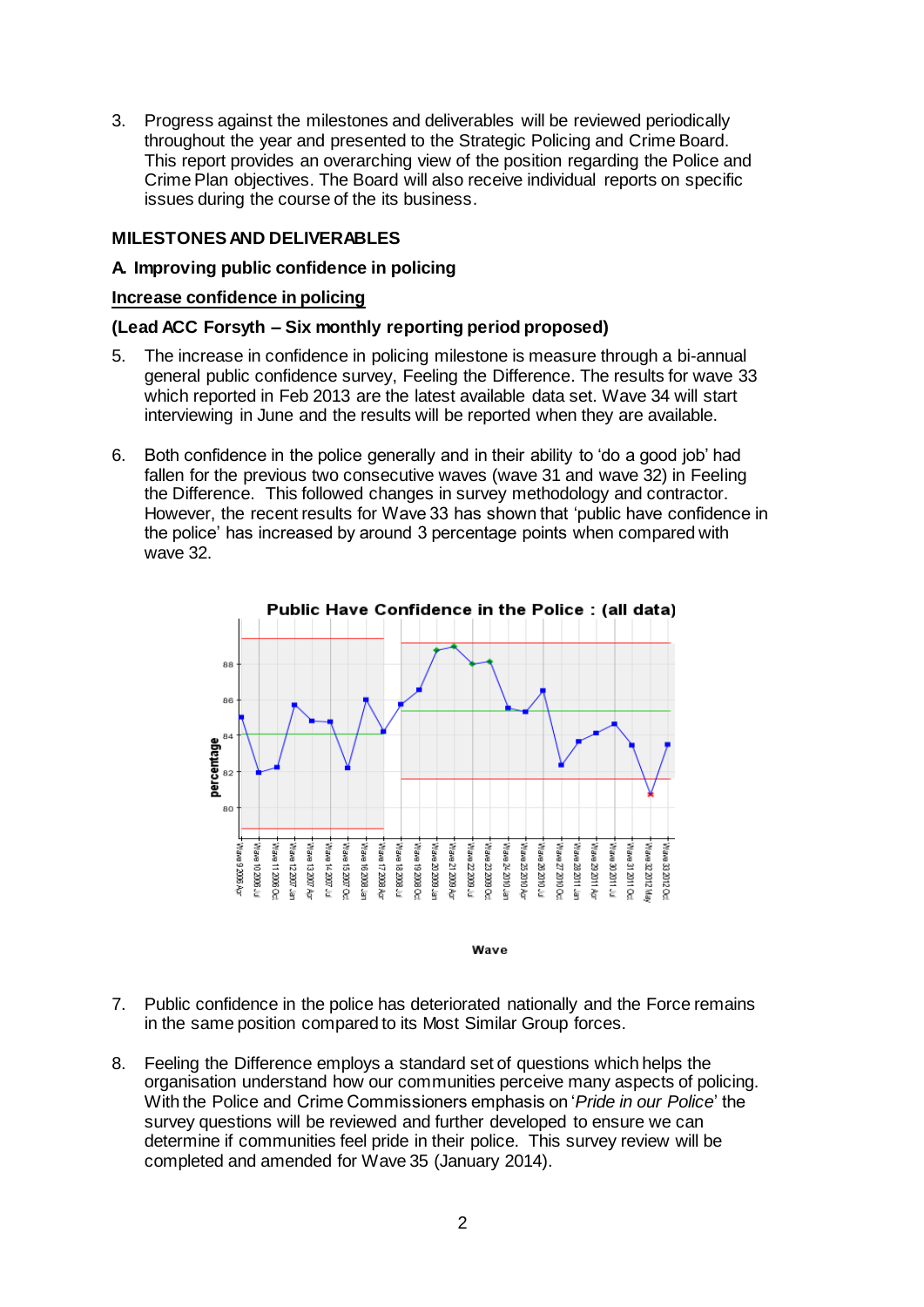3. Progress against the milestones and deliverables will be reviewed periodically throughout the year and presented to the Strategic Policing and Crime Board. This report provides an overarching view of the position regarding the Police and Crime Plan objectives. The Board will also receive individual reports on specific issues during the course of the its business.

**MILESTONES AND DELIVERABLES**

**A. Improving public confidence in policing**

**Increase confidence in policing**

**(Lead ACC Forsyth – Six monthly reporting period proposed)**

5. The increase in confidence in policing milestone is measure through a bi-annual general public confidence survey, Feeling the Difference. The results for wave 33 which reported in Feb 2013 are the latest available data set. Wave 34 will start interviewing in June and the results will be reported when they are available.

6. Both confidence in the police generally and in their ability to 'do a good job' had fallen for the previous two consecutive waves (wave 31 and wave 32) in Feeling the Difference. This followed changes in survey methodology and contractor. However, the recent results for Wave 33 has shown that 'public have confidence in the police' has increased by around 3 percentage points when compared with wave 32.

**Public Have Confidence in the Police : (all data)**

7. Public confidence in the police has deteriorated nationally and the Force remains in the same position compared to its Most Similar Group forces.

8. Feeling the Difference employs a standard set of questions which helps the organisation understand how our communities perceive many aspects of policing. With the Police and Crime Commissioners emphasis on '*Pride in our Police*' the survey questions will be reviewed and further developed to ensure we can determine if communities feel pride in their police. This survey review will be completed and amended for Wave 35 (January 2014).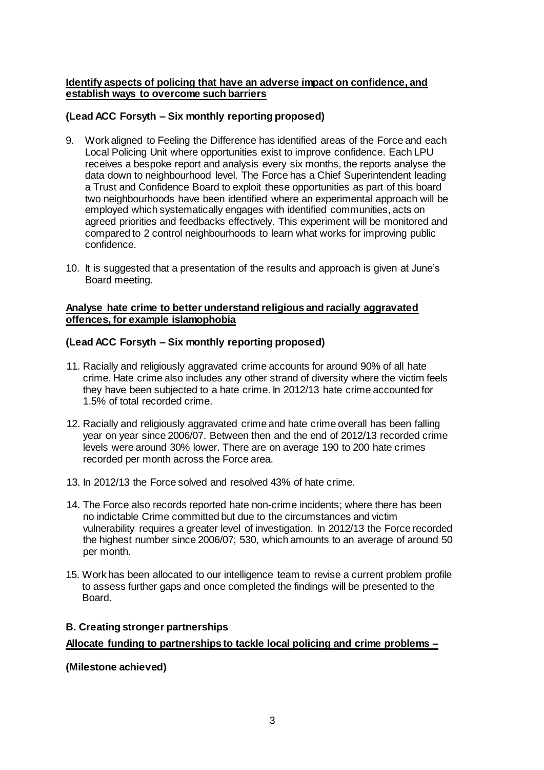**Identify aspects of policing that have an adverse impact on confidence, and establish ways to overcome such barriers**

**(Lead ACC Forsyth – Six monthly reporting proposed)**

9. Work aligned to Feeling the Difference has identified areas of the Force and each Local Policing Unit where opportunities exist to improve confidence. Each LPU receives a bespoke report and analysis every six months, the reports analyse the data down to neighbourhood level. The Force has a Chief Superintendent leading a Trust and Confidence Board to exploit these opportunities as part of this board two neighbourhoods have been identified where an experimental approach will be employed which systematically engages with identified communities, acts on agreed priorities and feedbacks effectively. This experiment will be monitored and compared to 2 control neighbourhoods to learn what works for improving public confidence.

10. It is suggested that a presentation of the results and approach is given at June's Board meeting.

**Analyse hate crime to better understand religious and racially aggravated offences, for example islamophobia**

**(Lead ACC Forsyth – Six monthly reporting proposed)**

11. Racially and religiously aggravated crime accounts for around 90% of all hate crime. Hate crime also includes any other strand of diversity where the victim feels they have been subjected to a hate crime. In 2012/13 hate crime accounted for 1.5% of total recorded crime.

12. Racially and religiously aggravated crime and hate crime overall has been falling year on year since 2006/07. Between then and the end of 2012/13 recorded crime levels were around 30% lower. There are on average 190 to 200 hate crimes recorded per month across the Force area.

13. In 2012/13 the Force solved and resolved 43% of hate crime.

14. The Force also records reported hate non-crime incidents; where there has been no indictable Crime committed but due to the circumstances and victim vulnerability requires a greater level of investigation. In 2012/13 the Force recorded the highest number since 2006/07; 530, which amounts to an average of around 50 per month.

15. Work has been allocated to our intelligence team to revise a current problem profile to assess further gaps and once completed the findings will be presented to the Board.

**B. Creating stronger partnerships**

**Allocate funding to partnerships to tackle local policing and crime problems –**

**(Milestone achieved)**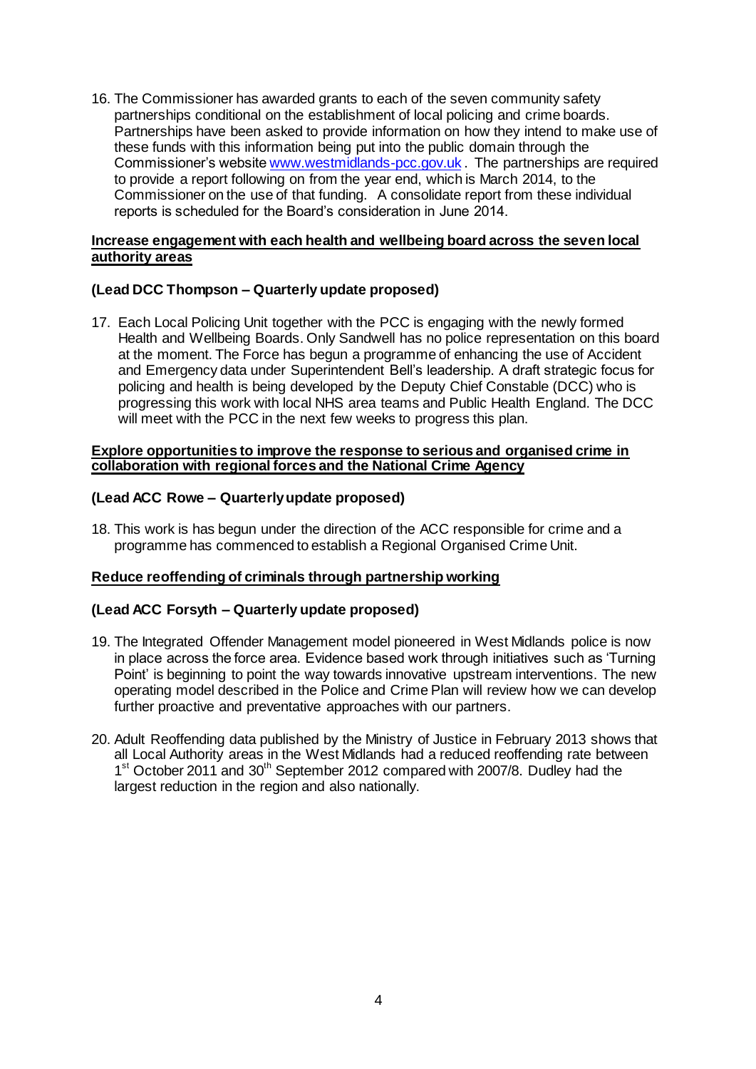16. The Commissioner has awarded grants to each of the seven community safety partnerships conditional on the establishment of local policing and crime boards. Partnerships have been asked to provide information on how they intend to make use of these funds with this information being put into the public domain through the Commissioner's website www.westmidlands-pcc.gov.uk . The partnerships are required to provide a report following on from the year end, which is March 2014, to the Commissioner on the use of that funding. A consolidate report from these individual reports is scheduled for the Board's consideration in June 2014.

**Increase engagement with each health and wellbeing board across the seven local authority areas**

**(Lead DCC Thompson – Quarterly update proposed)**

17. Each Local Policing Unit together with the PCC is engaging with the newly formed Health and Wellbeing Boards. Only Sandwell has no police representation on this board at the moment. The Force has begun a programme of enhancing the use of Accident and Emergency data under Superintendent Bell's leadership. A draft strategic focus for policing and health is being developed by the Deputy Chief Constable (DCC) who is progressing this work with local NHS area teams and Public Health England. The DCC will meet with the PCC in the next few weeks to progress this plan.

**Explore opportunities to improve the response to serious and organised crime in collaboration with regional forces and the National Crime Agency**

**(Lead ACC Rowe – Quarterly update proposed)**

18. This work is has begun under the direction of the ACC responsible for crime and a programme has commenced to establish a Regional Organised Crime Unit.

**Reduce reoffending of criminals through partnership working**

**(Lead ACC Forsyth – Quarterly update proposed)**

19. The Integrated Offender Management model pioneered in West Midlands police is now in place across the force area. Evidence based work through initiatives such as 'Turning Point' is beginning to point the way towards innovative upstream interventions. The new operating model described in the Police and Crime Plan will review how we can develop further proactive and preventative approaches with our partners.

20. Adult Reoffending data published by the Ministry of Justice in February 2013 shows that all Local Authority areas in the West Midlands had a reduced reoffending rate between 1st October 2011 and 30th September 2012 compared with 2007/8. Dudley had the largest reduction in the region and also nationally.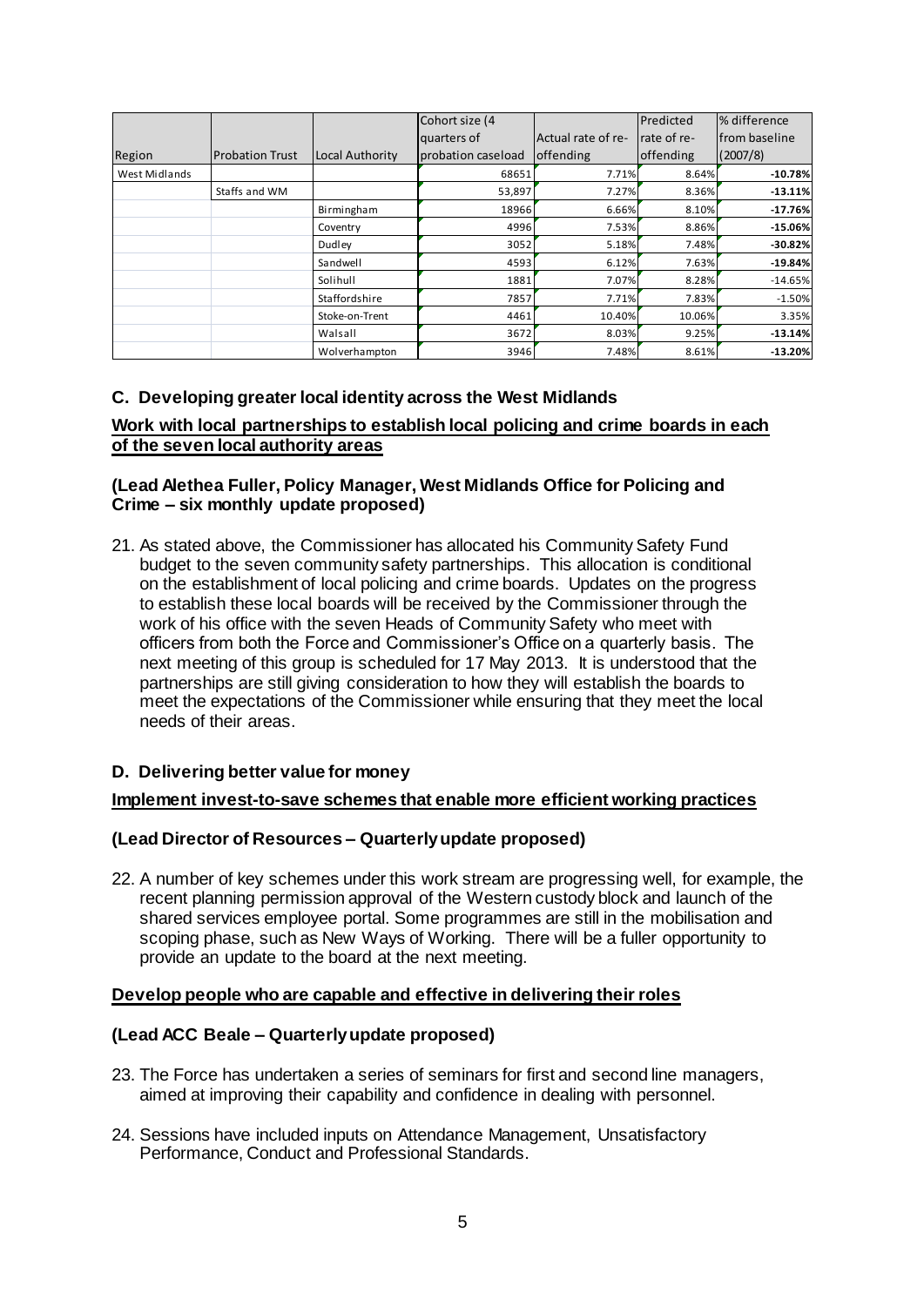| Region | Probation Trust | Local Authority | Cohort size (4 quarters of probation caseload | Actual rate of re-offending | Predicted rate of re-offending | % difference from baseline (2007/8) |
|---|---|---|---|---|---|---|
| West Midlands | | | 68651 | 7.71% | 8.64% | **-10.78%** |
| | Staffs and WM | | 53,897 | 7.27% | 8.36% | **-13.11%** |
| | | Birmingham | 18966 | 6.66% | 8.10% | **-17.76%** |
| | | Coventry | 4996 | 7.53% | 8.86% | **-15.06%** |
| | | Dudley | 3052 | 5.18% | 7.48% | **-30.82%** |
| | | Sandwell | 4593 | 6.12% | 7.63% | **-19.84%** |
| | | Solihull | 1881 | 7.07% | 8.28% | -14.65% |
| | | Staffordshire | 7857 | 7.71% | 7.83% | -1.50% |
| | | Stoke-on-Trent | 4461 | 10.40% | 10.06% | 3.35% |
| | | Walsall | 3672 | 8.03% | 9.25% | **-13.14%** |
| | | Wolverhampton | 3946 | 7.48% | 8.61% | **-13.20%** |

### C. Developing greater local identity across the West Midlands

**Work with local partnerships to establish local policing and crime boards in each of the seven local authority areas**

**(Lead Alethea Fuller, Policy Manager, West Midlands Office for Policing and Crime – six monthly update proposed)**

21. As stated above, the Commissioner has allocated his Community Safety Fund budget to the seven community safety partnerships. This allocation is conditional on the establishment of local policing and crime boards. Updates on the progress to establish these local boards will be received by the Commissioner through the work of his office with the seven Heads of Community Safety who meet with officers from both the Force and Commissioner's Office on a quarterly basis. The next meeting of this group is scheduled for 17 May 2013. It is understood that the partnerships are still giving consideration to how they will establish the boards to meet the expectations of the Commissioner while ensuring that they meet the local needs of their areas.

### D. Delivering better value for money

**Implement invest-to-save schemes that enable more efficient working practices**

**(Lead Director of Resources – Quarterly update proposed)**

22. A number of key schemes under this work stream are progressing well, for example, the recent planning permission approval of the Western custody block and launch of the shared services employee portal. Some programmes are still in the mobilisation and scoping phase, such as New Ways of Working. There will be a fuller opportunity to provide an update to the board at the next meeting.

**Develop people who are capable and effective in delivering their roles**

**(Lead ACC Beale – Quarterly update proposed)**

23. The Force has undertaken a series of seminars for first and second line managers, aimed at improving their capability and confidence in dealing with personnel.

24. Sessions have included inputs on Attendance Management, Unsatisfactory Performance, Conduct and Professional Standards.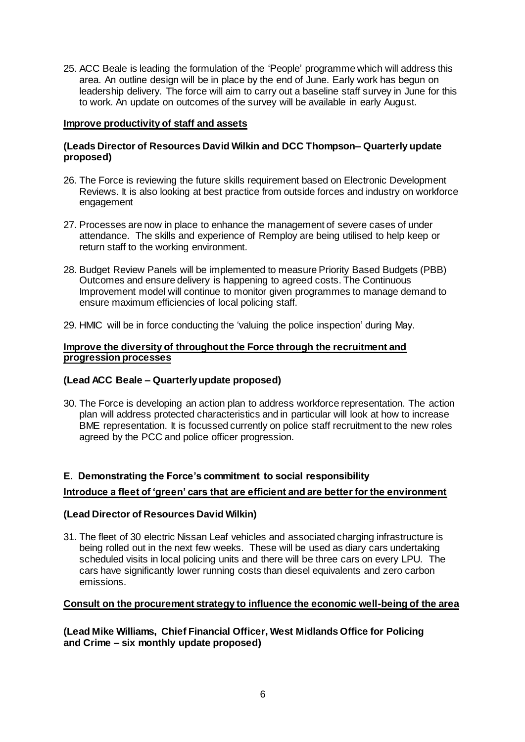25. ACC Beale is leading the formulation of the 'People' programme which will address this area. An outline design will be in place by the end of June. Early work has begun on leadership delivery. The force will aim to carry out a baseline staff survey in June for this to work. An update on outcomes of the survey will be available in early August.

**Improve productivity of staff and assets**

**(Leads Director of Resources David Wilkin and DCC Thompson– Quarterly update proposed)**

26. The Force is reviewing the future skills requirement based on Electronic Development Reviews. It is also looking at best practice from outside forces and industry on workforce engagement

27. Processes are now in place to enhance the management of severe cases of under attendance. The skills and experience of Remploy are being utilised to help keep or return staff to the working environment.

28. Budget Review Panels will be implemented to measure Priority Based Budgets (PBB) Outcomes and ensure delivery is happening to agreed costs. The Continuous Improvement model will continue to monitor given programmes to manage demand to ensure maximum efficiencies of local policing staff.

29. HMIC will be in force conducting the 'valuing the police inspection' during May.

**Improve the diversity of throughout the Force through the recruitment and progression processes**

**(Lead ACC Beale – Quarterly update proposed)**

30. The Force is developing an action plan to address workforce representation. The action plan will address protected characteristics and in particular will look at how to increase BME representation. It is focussed currently on police staff recruitment to the new roles agreed by the PCC and police officer progression.

## E. Demonstrating the Force's commitment to social responsibility

**Introduce a fleet of 'green' cars that are efficient and are better for the environment**

**(Lead Director of Resources David Wilkin)**

31. The fleet of 30 electric Nissan Leaf vehicles and associated charging infrastructure is being rolled out in the next few weeks. These will be used as diary cars undertaking scheduled visits in local policing units and there will be three cars on every LPU. The cars have significantly lower running costs than diesel equivalents and zero carbon emissions.

**Consult on the procurement strategy to influence the economic well-being of the area**

**(Lead Mike Williams, Chief Financial Officer, West Midlands Office for Policing and Crime – six monthly update proposed)**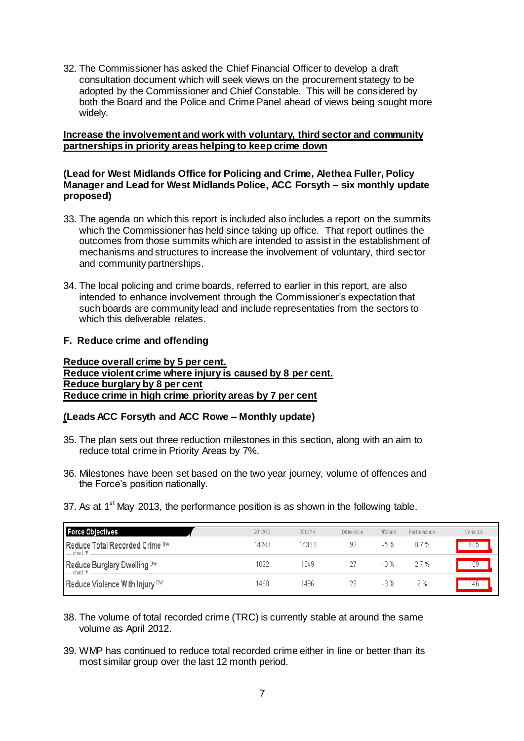32. The Commissioner has asked the Chief Financial Officer to develop a draft consultation document which will seek views on the procurement stategy to be adopted by the Commissioner and Chief Constable. This will be considered by both the Board and the Police and Crime Panel ahead of views being sought more widely.

**Increase the involvement and work with voluntary, third sector and community partnerships in priority areas helping to keep crime down**

**(Lead for West Midlands Office for Policing and Crime, Alethea Fuller, Policy Manager and Lead for West Midlands Police, ACC Forsyth – six monthly update proposed)**

33. The agenda on which this report is included also includes a report on the summits which the Commissioner has held since taking up office. That report outlines the outcomes from those summits which are intended to assist in the establishment of mechanisms and structures to increase the involvement of voluntary, third sector and community partnerships.

34. The local policing and crime boards, referred to earlier in this report, are also intended to enhance involvement through the Commissioner's expectation that such boards are community lead and include representaties from the sectors to which this deliverable relates.

## F. Reduce crime and offending

**Reduce overall crime by 5 per cent.**
**Reduce violent crime where injury is caused by 8 per cent.**
**Reduce burglary by 8 per cent**
**Reduce crime in high crime priority areas by 7 per cent**

**(Leads ACC Forsyth and ACC Rowe – Monthly update)**

35. The plan sets out three reduction milestones in this section, along with an aim to reduce total crime in Priority Areas by 7%.

36. Milestones have been set based on the two year journey, volume of offences and the Force's position nationally.

37. As at 1st May 2013, the performance position is as shown in the following table.

| Force Objectives | 2012/13 | 2013/14 | Difference | M'stone | Performance | Variance |
|---|---|---|---|---|---|---|
| Reduce Total Recorded Crime DW | 14241 | 14333 | 92 | -5 % | 0.7 % | 805 |
| Reduce Burglary Dwelling DW | 1022 | 1049 | 27 | -8 % | 2.7 % | 109 |
| Reduce Violence With Injury DW | 1468 | 1496 | 28 | -8 % | 2 % | 146 |

38. The volume of total recorded crime (TRC) is currently stable at around the same volume as April 2012.

39. WMP has continued to reduce total recorded crime either in line or better than its most similar group over the last 12 month period.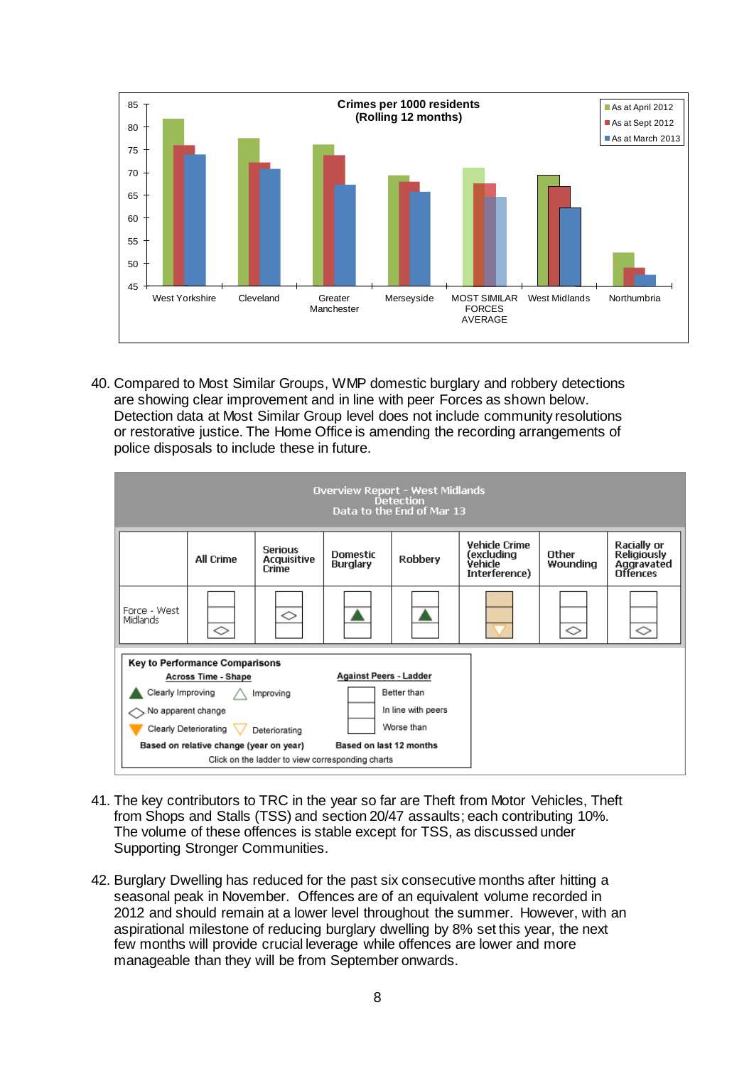**Crimes per 1000 residents (Rolling 12 months)**

| | As at April 2012 | As at Sept 2012 | As at March 2013 |
|---|---|---|---|
| West Yorkshire | | | |
| Cleveland | | | |
| Greater Manchester | | | |
| Merseyside | | | |
| MOST SIMILAR FORCES AVERAGE | | | |
| West Midlands | | | |
| Northumbria | | | |

40. Compared to Most Similar Groups, WMP domestic burglary and robbery detections are showing clear improvement and in line with peer Forces as shown below. Detection data at Most Similar Group level does not include community resolutions or restorative justice. The Home Office is amending the recording arrangements of police disposals to include these in future.

**Overview Report - West Midlands**
**Detection**
**Data to the End of Mar 13**

| | All Crime | Serious Acquisitive Crime | Domestic Burglary | Robbery | Vehicle Crime (excluding Vehicle Interference) | Other Wounding | Racially or Religiously Aggravated Offences |
|---|---|---|---|---|---|---|---|
| Force - West Midlands | No apparent change; Worse than peers | No apparent change; In line with peers | Clearly Improving; In line with peers | Clearly Improving; In line with peers | Deteriorating; Worse than peers | No apparent change; Worse than peers | No apparent change; Worse than peers |

**Key to Performance Comparisons**

**Across Time - Shape**
- ▲ Clearly Improving
- △ Improving
- ◇ No apparent change
- ▼ Clearly Deteriorating
- ▽ Deteriorating

**Based on relative change (year on year)**

**Against Peers - Ladder**
- Better than
- In line with peers
- Worse than

**Based on last 12 months**

Click on the ladder to view corresponding charts

41. The key contributors to TRC in the year so far are Theft from Motor Vehicles, Theft from Shops and Stalls (TSS) and section 20/47 assaults; each contributing 10%. The volume of these offences is stable except for TSS, as discussed under Supporting Stronger Communities.

42. Burglary Dwelling has reduced for the past six consecutive months after hitting a seasonal peak in November. Offences are of an equivalent volume recorded in 2012 and should remain at a lower level throughout the summer. However, with an aspirational milestone of reducing burglary dwelling by 8% set this year, the next few months will provide crucial leverage while offences are lower and more manageable than they will be from September onwards.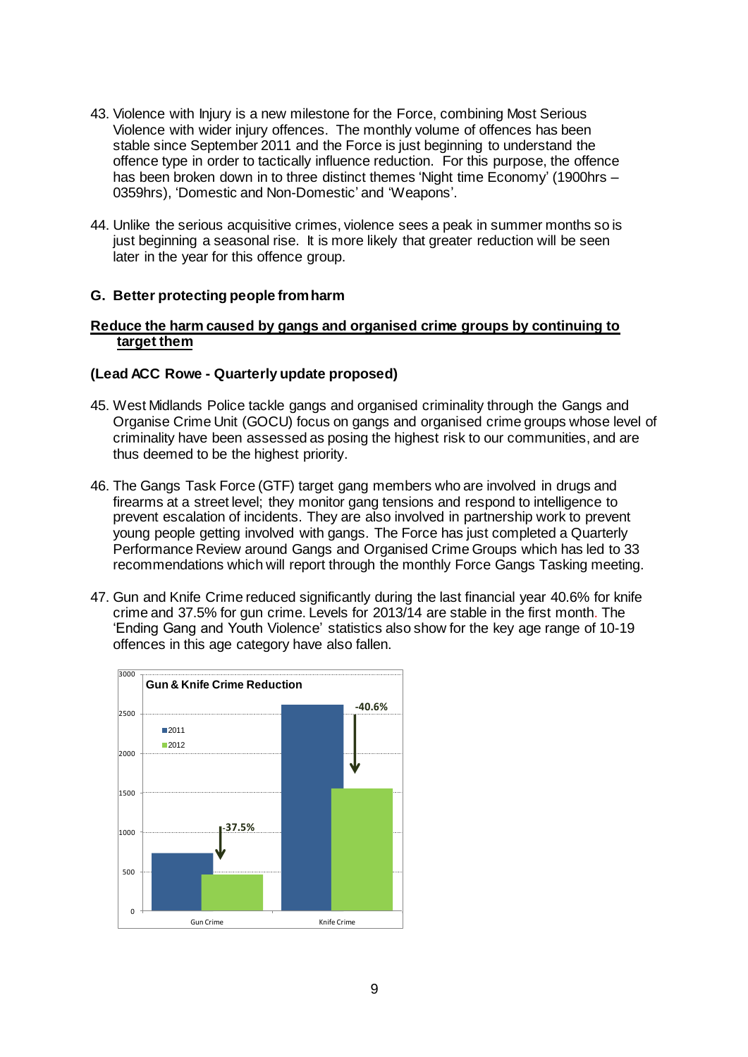43. Violence with Injury is a new milestone for the Force, combining Most Serious Violence with wider injury offences. The monthly volume of offences has been stable since September 2011 and the Force is just beginning to understand the offence type in order to tactically influence reduction. For this purpose, the offence has been broken down in to three distinct themes 'Night time Economy' (1900hrs – 0359hrs), 'Domestic and Non-Domestic' and 'Weapons'.

44. Unlike the serious acquisitive crimes, violence sees a peak in summer months so is just beginning a seasonal rise. It is more likely that greater reduction will be seen later in the year for this offence group.

## G. Better protecting people from harm

**Reduce the harm caused by gangs and organised crime groups by continuing to target them**

**(Lead ACC Rowe - Quarterly update proposed)**

45. West Midlands Police tackle gangs and organised criminality through the Gangs and Organise Crime Unit (GOCU) focus on gangs and organised crime groups whose level of criminality have been assessed as posing the highest risk to our communities, and are thus deemed to be the highest priority.

46. The Gangs Task Force (GTF) target gang members who are involved in drugs and firearms at a street level; they monitor gang tensions and respond to intelligence to prevent escalation of incidents. They are also involved in partnership work to prevent young people getting involved with gangs. The Force has just completed a Quarterly Performance Review around Gangs and Organised Crime Groups which has led to 33 recommendations which will report through the monthly Force Gangs Tasking meeting.

47. Gun and Knife Crime reduced significantly during the last financial year 40.6% for knife crime and 37.5% for gun crime. Levels for 2013/14 are stable in the first month. The 'Ending Gang and Youth Violence' statistics also show for the key age range of 10-19 offences in this age category have also fallen.

**Gun & Knife Crime Reduction**

| | 2011 | 2012 | Change |
|---|---|---|---|
| Gun Crime | | | -37.5% |
| Knife Crime | | | -40.6% |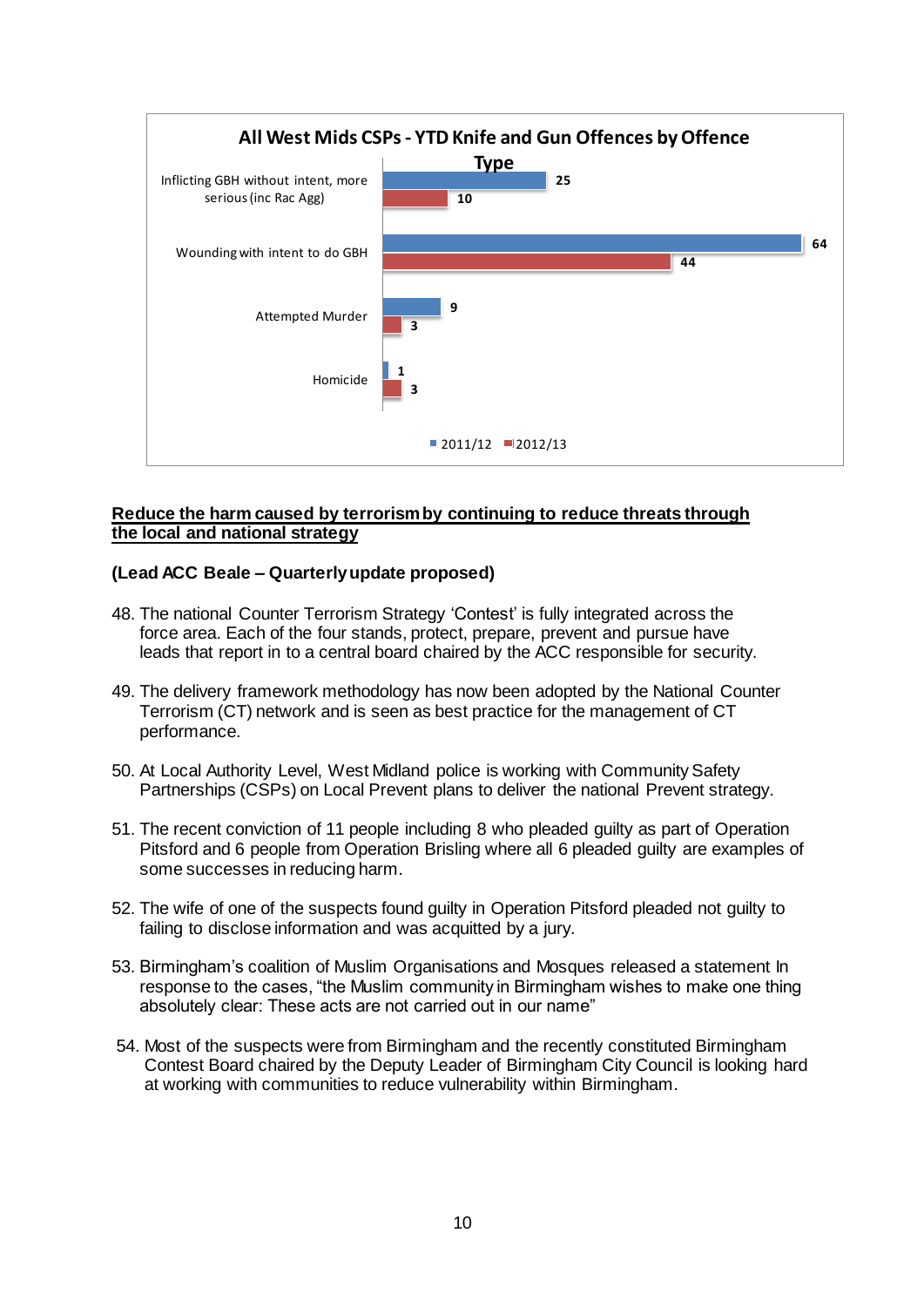**All West Mids CSPs - YTD Knife and Gun Offences by Offence Type**

| Offence Type | 2011/12 | 2012/13 |
|---|---|---|
| Inflicting GBH without intent, more serious (inc Rac Agg) | 25 | 10 |
| Wounding with intent to do GBH | 64 | 44 |
| Attempted Murder | 9 | 3 |
| Homicide | 1 | 3 |

**<u>Reduce the harm caused by terrorism by continuing to reduce threats through the local and national strategy</u>**

**(Lead ACC Beale – Quarterly update proposed)**

48. The national Counter Terrorism Strategy 'Contest' is fully integrated across the force area. Each of the four stands, protect, prepare, prevent and pursue have leads that report in to a central board chaired by the ACC responsible for security.

49. The delivery framework methodology has now been adopted by the National Counter Terrorism (CT) network and is seen as best practice for the management of CT performance.

50. At Local Authority Level, West Midland police is working with Community Safety Partnerships (CSPs) on Local Prevent plans to deliver the national Prevent strategy.

51. The recent conviction of 11 people including 8 who pleaded guilty as part of Operation Pitsford and 6 people from Operation Brisling where all 6 pleaded guilty are examples of some successes in reducing harm.

52. The wife of one of the suspects found guilty in Operation Pitsford pleaded not guilty to failing to disclose information and was acquitted by a jury.

53. Birmingham's coalition of Muslim Organisations and Mosques released a statement In response to the cases, "the Muslim community in Birmingham wishes to make one thing absolutely clear: These acts are not carried out in our name"

54. Most of the suspects were from Birmingham and the recently constituted Birmingham Contest Board chaired by the Deputy Leader of Birmingham City Council is looking hard at working with communities to reduce vulnerability within Birmingham.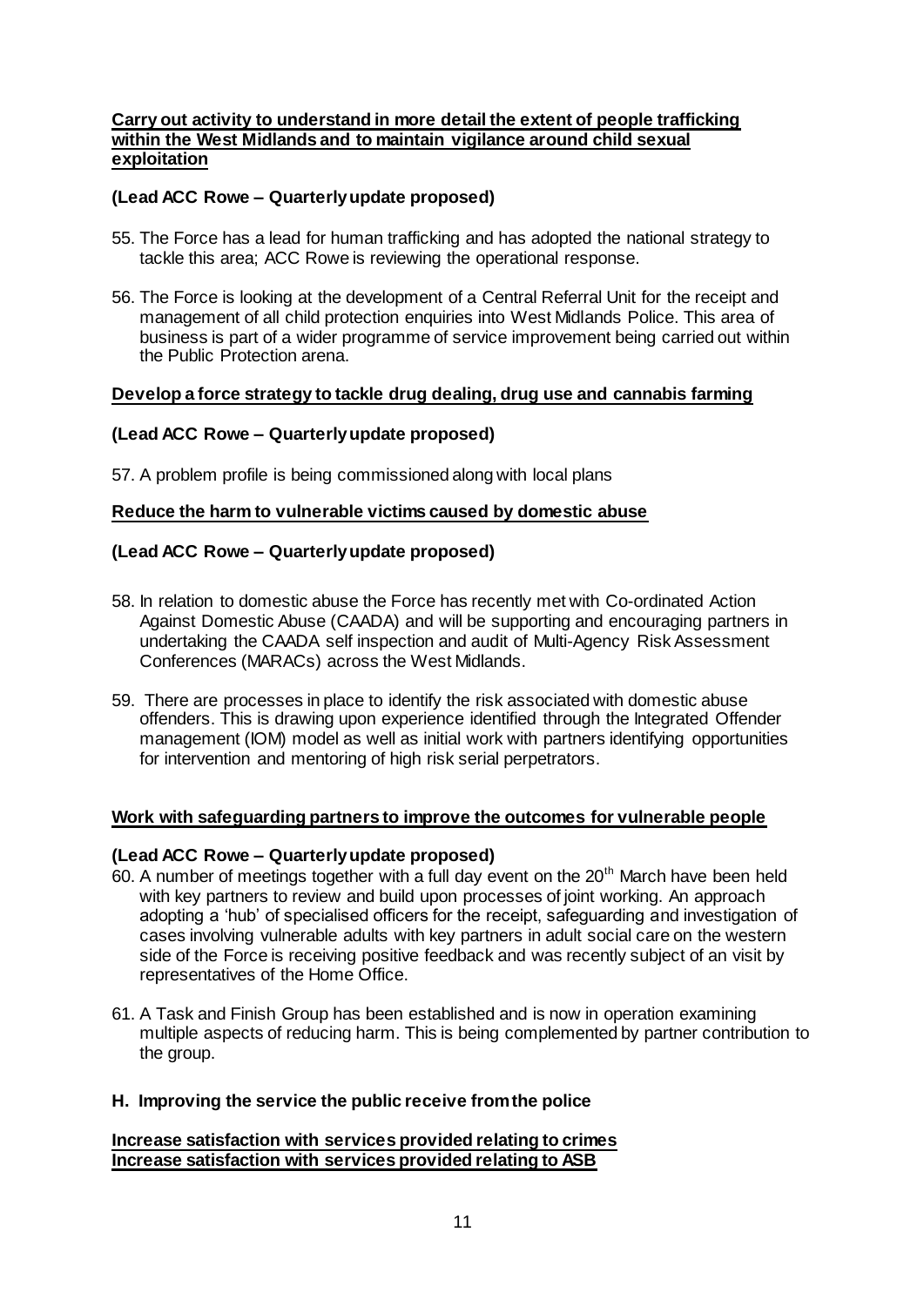**Carry out activity to understand in more detail the extent of people trafficking within the West Midlands and to maintain vigilance around child sexual exploitation**

**(Lead ACC Rowe – Quarterly update proposed)**

55. The Force has a lead for human trafficking and has adopted the national strategy to tackle this area; ACC Rowe is reviewing the operational response.

56. The Force is looking at the development of a Central Referral Unit for the receipt and management of all child protection enquiries into West Midlands Police. This area of business is part of a wider programme of service improvement being carried out within the Public Protection arena.

**Develop a force strategy to tackle drug dealing, drug use and cannabis farming**

**(Lead ACC Rowe – Quarterly update proposed)**

57. A problem profile is being commissioned along with local plans

**Reduce the harm to vulnerable victims caused by domestic abuse**

**(Lead ACC Rowe – Quarterly update proposed)**

58. In relation to domestic abuse the Force has recently met with Co-ordinated Action Against Domestic Abuse (CAADA) and will be supporting and encouraging partners in undertaking the CAADA self inspection and audit of Multi-Agency Risk Assessment Conferences (MARACs) across the West Midlands.

59. There are processes in place to identify the risk associated with domestic abuse offenders. This is drawing upon experience identified through the Integrated Offender management (IOM) model as well as initial work with partners identifying opportunities for intervention and mentoring of high risk serial perpetrators.

**Work with safeguarding partners to improve the outcomes for vulnerable people**

**(Lead ACC Rowe – Quarterly update proposed)**

60. A number of meetings together with a full day event on the 20th March have been held with key partners to review and build upon processes of joint working. An approach adopting a 'hub' of specialised officers for the receipt, safeguarding and investigation of cases involving vulnerable adults with key partners in adult social care on the western side of the Force is receiving positive feedback and was recently subject of an visit by representatives of the Home Office.

61. A Task and Finish Group has been established and is now in operation examining multiple aspects of reducing harm. This is being complemented by partner contribution to the group.

**H. Improving the service the public receive from the police**

**Increase satisfaction with services provided relating to crimes**
**Increase satisfaction with services provided relating to ASB**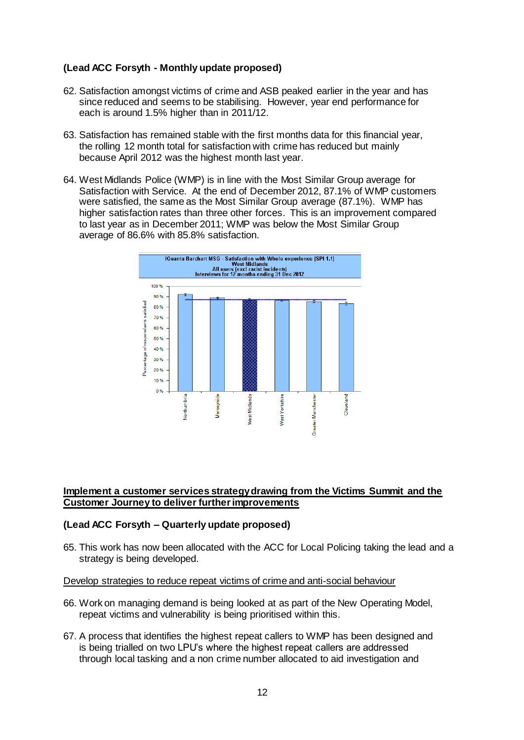**(Lead ACC Forsyth - Monthly update proposed)**

62. Satisfaction amongst victims of crime and ASB peaked earlier in the year and has since reduced and seems to be stabilising. However, year end performance for each is around 1.5% higher than in 2011/12.

63. Satisfaction has remained stable with the first months data for this financial year, the rolling 12 month total for satisfaction with crime has reduced but mainly because April 2012 was the highest month last year.

64. West Midlands Police (WMP) is in line with the Most Similar Group average for Satisfaction with Service. At the end of December 2012, 87.1% of WMP customers were satisfied, the same as the Most Similar Group average (87.1%). WMP has higher satisfaction rates than three other forces. This is an improvement compared to last year as in December 2011; WMP was below the Most Similar Group average of 86.6% with 85.8% satisfaction.

iQuanta Barchart MSG - Satisfaction with Whole experience [SPI 1.1]
West Midlands
All users (excl racist incidents)
Interviews for 12 months ending 31 Dec 2012

**Implement a customer services strategy drawing from the Victims Summit and the Customer Journey to deliver further improvements**

**(Lead ACC Forsyth – Quarterly update proposed)**

65. This work has now been allocated with the ACC for Local Policing taking the lead and a strategy is being developed.

Develop strategies to reduce repeat victims of crime and anti-social behaviour

66. Work on managing demand is being looked at as part of the New Operating Model, repeat victims and vulnerability is being prioritised within this.

67. A process that identifies the highest repeat callers to WMP has been designed and is being trialled on two LPU's where the highest repeat callers are addressed through local tasking and a non crime number allocated to aid investigation and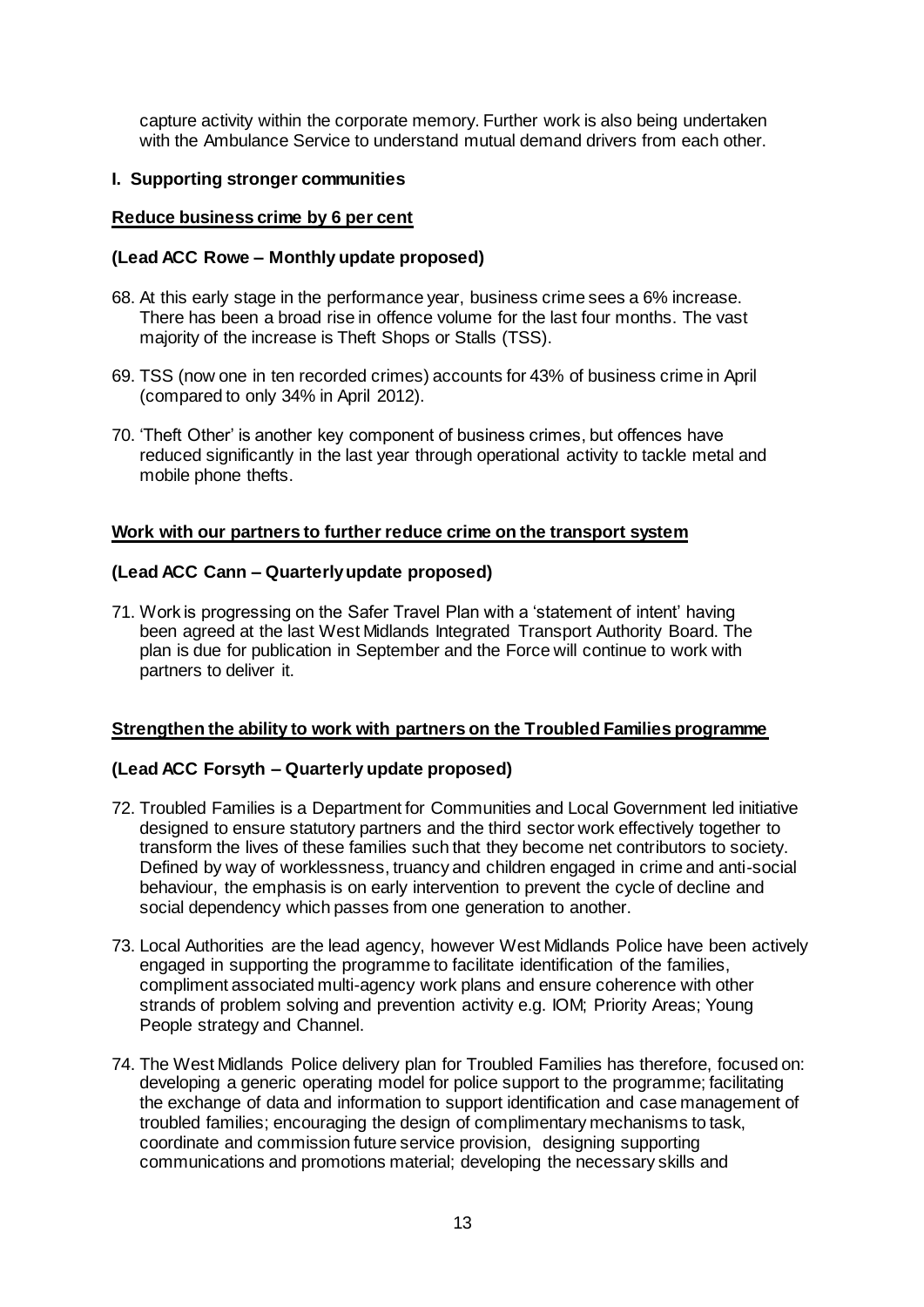capture activity within the corporate memory. Further work is also being undertaken with the Ambulance Service to understand mutual demand drivers from each other.

**I. Supporting stronger communities**

**Reduce business crime by 6 per cent**

**(Lead ACC Rowe – Monthly update proposed)**

68. At this early stage in the performance year, business crime sees a 6% increase. There has been a broad rise in offence volume for the last four months. The vast majority of the increase is Theft Shops or Stalls (TSS).

69. TSS (now one in ten recorded crimes) accounts for 43% of business crime in April (compared to only 34% in April 2012).

70. 'Theft Other' is another key component of business crimes, but offences have reduced significantly in the last year through operational activity to tackle metal and mobile phone thefts.

**Work with our partners to further reduce crime on the transport system**

**(Lead ACC Cann – Quarterly update proposed)**

71. Work is progressing on the Safer Travel Plan with a 'statement of intent' having been agreed at the last West Midlands Integrated Transport Authority Board. The plan is due for publication in September and the Force will continue to work with partners to deliver it.

**Strengthen the ability to work with partners on the Troubled Families programme**

**(Lead ACC Forsyth – Quarterly update proposed)**

72. Troubled Families is a Department for Communities and Local Government led initiative designed to ensure statutory partners and the third sector work effectively together to transform the lives of these families such that they become net contributors to society. Defined by way of worklessness, truancy and children engaged in crime and anti-social behaviour, the emphasis is on early intervention to prevent the cycle of decline and social dependency which passes from one generation to another.

73. Local Authorities are the lead agency, however West Midlands Police have been actively engaged in supporting the programme to facilitate identification of the families, compliment associated multi-agency work plans and ensure coherence with other strands of problem solving and prevention activity e.g. IOM; Priority Areas; Young People strategy and Channel.

74. The West Midlands Police delivery plan for Troubled Families has therefore, focused on: developing a generic operating model for police support to the programme; facilitating the exchange of data and information to support identification and case management of troubled families; encouraging the design of complimentary mechanisms to task, coordinate and commission future service provision, designing supporting communications and promotions material; developing the necessary skills and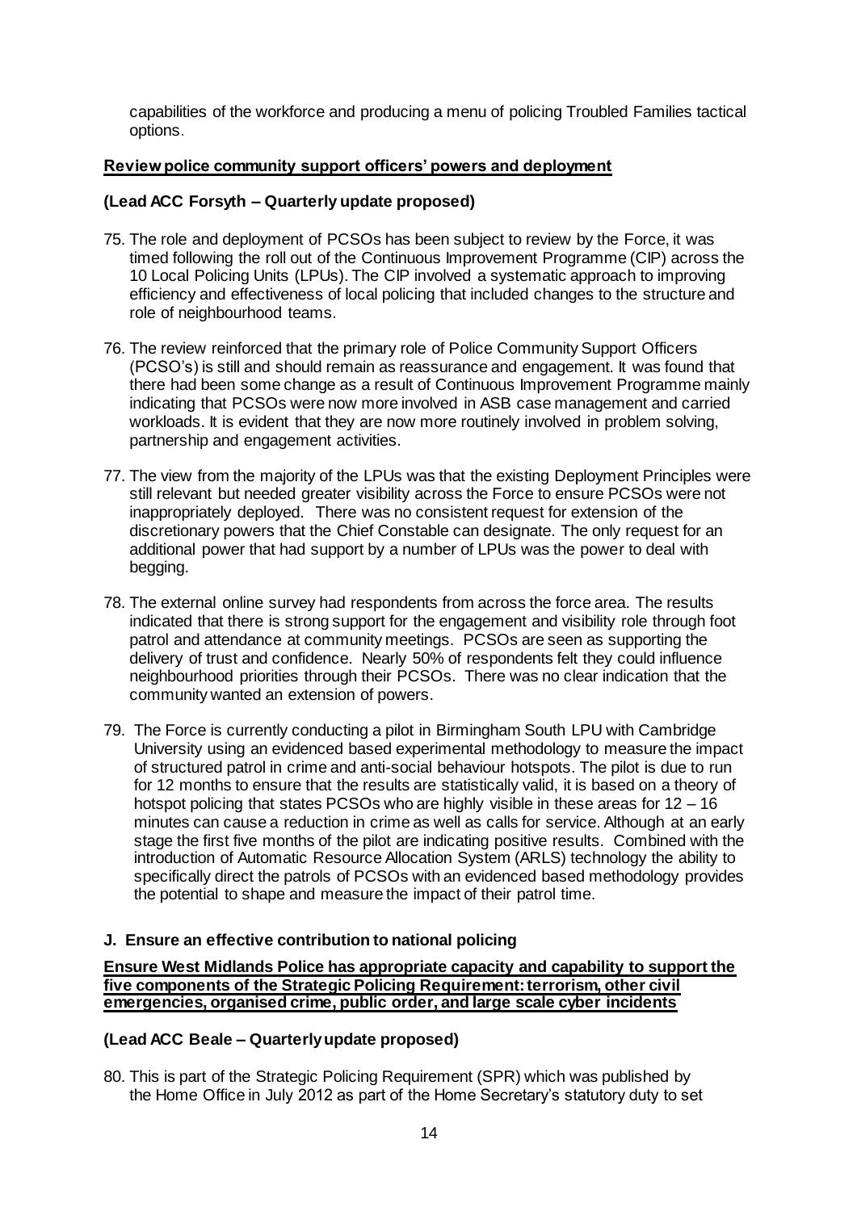capabilities of the workforce and producing a menu of policing Troubled Families tactical options.

**Review police community support officers' powers and deployment**

**(Lead ACC Forsyth – Quarterly update proposed)**

75. The role and deployment of PCSOs has been subject to review by the Force, it was timed following the roll out of the Continuous Improvement Programme (CIP) across the 10 Local Policing Units (LPUs). The CIP involved a systematic approach to improving efficiency and effectiveness of local policing that included changes to the structure and role of neighbourhood teams.

76. The review reinforced that the primary role of Police Community Support Officers (PCSO's) is still and should remain as reassurance and engagement. It was found that there had been some change as a result of Continuous Improvement Programme mainly indicating that PCSOs were now more involved in ASB case management and carried workloads. It is evident that they are now more routinely involved in problem solving, partnership and engagement activities.

77. The view from the majority of the LPUs was that the existing Deployment Principles were still relevant but needed greater visibility across the Force to ensure PCSOs were not inappropriately deployed. There was no consistent request for extension of the discretionary powers that the Chief Constable can designate. The only request for an additional power that had support by a number of LPUs was the power to deal with begging.

78. The external online survey had respondents from across the force area. The results indicated that there is strong support for the engagement and visibility role through foot patrol and attendance at community meetings. PCSOs are seen as supporting the delivery of trust and confidence. Nearly 50% of respondents felt they could influence neighbourhood priorities through their PCSOs. There was no clear indication that the community wanted an extension of powers.

79. The Force is currently conducting a pilot in Birmingham South LPU with Cambridge University using an evidenced based experimental methodology to measure the impact of structured patrol in crime and anti-social behaviour hotspots. The pilot is due to run for 12 months to ensure that the results are statistically valid, it is based on a theory of hotspot policing that states PCSOs who are highly visible in these areas for 12 – 16 minutes can cause a reduction in crime as well as calls for service. Although at an early stage the first five months of the pilot are indicating positive results. Combined with the introduction of Automatic Resource Allocation System (ARLS) technology the ability to specifically direct the patrols of PCSOs with an evidenced based methodology provides the potential to shape and measure the impact of their patrol time.

### J. Ensure an effective contribution to national policing

**Ensure West Midlands Police has appropriate capacity and capability to support the five components of the Strategic Policing Requirement: terrorism, other civil emergencies, organised crime, public order, and large scale cyber incidents**

**(Lead ACC Beale – Quarterly update proposed)**

80. This is part of the Strategic Policing Requirement (SPR) which was published by the Home Office in July 2012 as part of the Home Secretary's statutory duty to set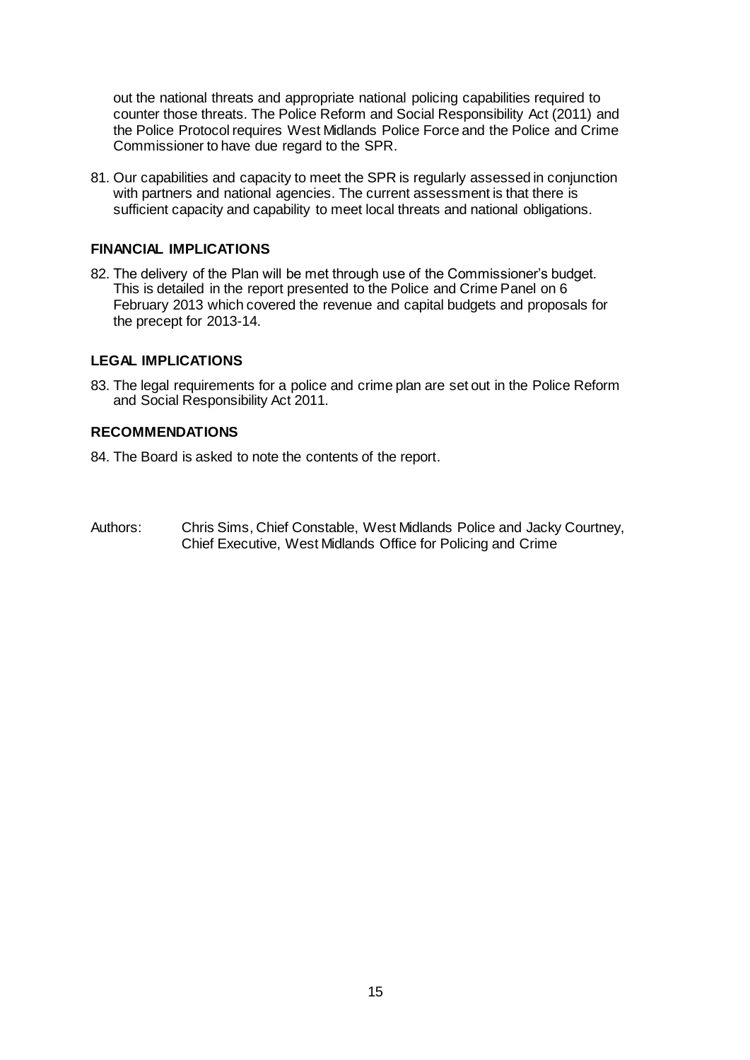out the national threats and appropriate national policing capabilities required to counter those threats. The Police Reform and Social Responsibility Act (2011) and the Police Protocol requires West Midlands Police Force and the Police and Crime Commissioner to have due regard to the SPR.

81. Our capabilities and capacity to meet the SPR is regularly assessed in conjunction with partners and national agencies. The current assessment is that there is sufficient capacity and capability to meet local threats and national obligations.

## FINANCIAL IMPLICATIONS

82. The delivery of the Plan will be met through use of the Commissioner's budget. This is detailed in the report presented to the Police and Crime Panel on 6 February 2013 which covered the revenue and capital budgets and proposals for the precept for 2013-14.

## LEGAL IMPLICATIONS

83. The legal requirements for a police and crime plan are set out in the Police Reform and Social Responsibility Act 2011.

## RECOMMENDATIONS

84. The Board is asked to note the contents of the report.

Authors: Chris Sims, Chief Constable, West Midlands Police and Jacky Courtney, Chief Executive, West Midlands Office for Policing and Crime